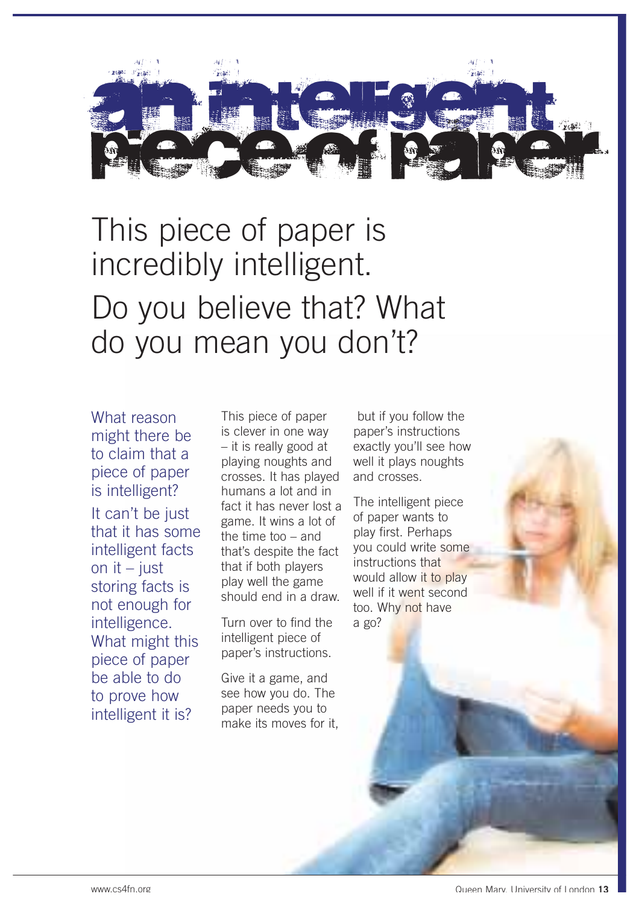# an intelligent piece of paper

## This piece of paper is incredibly intelligent. Do you believe that? What do you mean you don't?

What reason might there be to claim that a piece of paper is intelligent? It can't be just that it has some intelligent facts on it – just storing facts is not enough for intelligence. What might this piece of paper be able to do to prove how intelligent it is?

This piece of paper is clever in one way – it is really good at playing noughts and crosses. It has played humans a lot and in fact it has never lost a game. It wins a lot of the time too – and that's despite the fact that if both players play well the game should end in a draw.

Turn over to find the intelligent piece of paper's instructions.

Give it a game, and see how you do. The paper needs you to make its moves for it, but if you follow the paper's instructions exactly you'll see how well it plays noughts and crosses.

The intelligent piece of paper wants to play first. Perhaps you could write some instructions that would allow it to play well if it went second too. Why not have a go?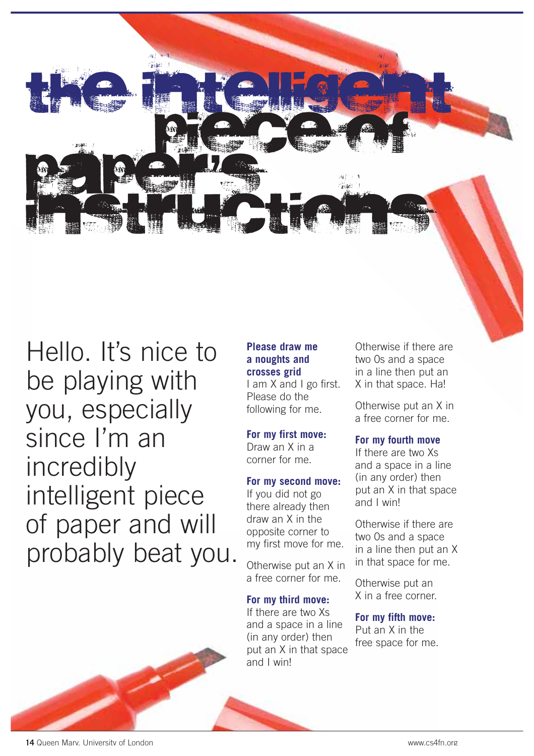# the intelligent piece of paper's instructions

Hello. It's nice to be playing with you, especially since I'm an incredibly intelligent piece of paper and will probably beat you.

**Please draw me a noughts and crosses grid**
I am X and I go first. Please do the following for me.

**For my first move:**
Draw an X in a corner for me.

**For my second move:**
If you did not go there already then draw an X in the opposite corner to my first move for me.

Otherwise put an X in a free corner for me.

**For my third move:**
If there are two Xs and a space in a line (in any order) then put an X in that space and I win!

Otherwise if there are two Os and a space in a line then put an X in that space. Ha!

Otherwise put an X in a free corner for me.

**For my fourth move**
If there are two Xs and a space in a line (in any order) then put an X in that space and I win!

Otherwise if there are two Os and a space in a line then put an X in that space for me.

Otherwise put an X in a free corner.

**For my fifth move:**
Put an X in the free space for me.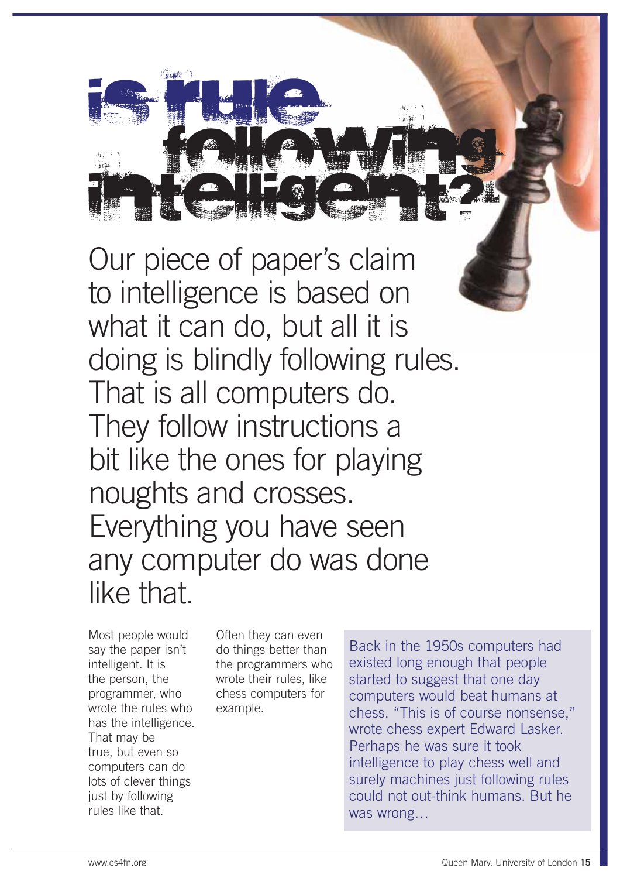# is rule following intelligent?

Our piece of paper's claim to intelligence is based on what it can do, but all it is doing is blindly following rules. That is all computers do. They follow instructions a bit like the ones for playing noughts and crosses. Everything you have seen any computer do was done like that.

Most people would say the paper isn't intelligent. It is the person, the programmer, who wrote the rules who has the intelligence. That may be true, but even so computers can do lots of clever things just by following rules like that. Often they can even do things better than the programmers who wrote their rules, like chess computers for example.

Back in the 1950s computers had existed long enough that people started to suggest that one day computers would beat humans at chess. "This is of course nonsense," wrote chess expert Edward Lasker. Perhaps he was sure it took intelligence to play chess well and surely machines just following rules could not out-think humans. But he was wrong…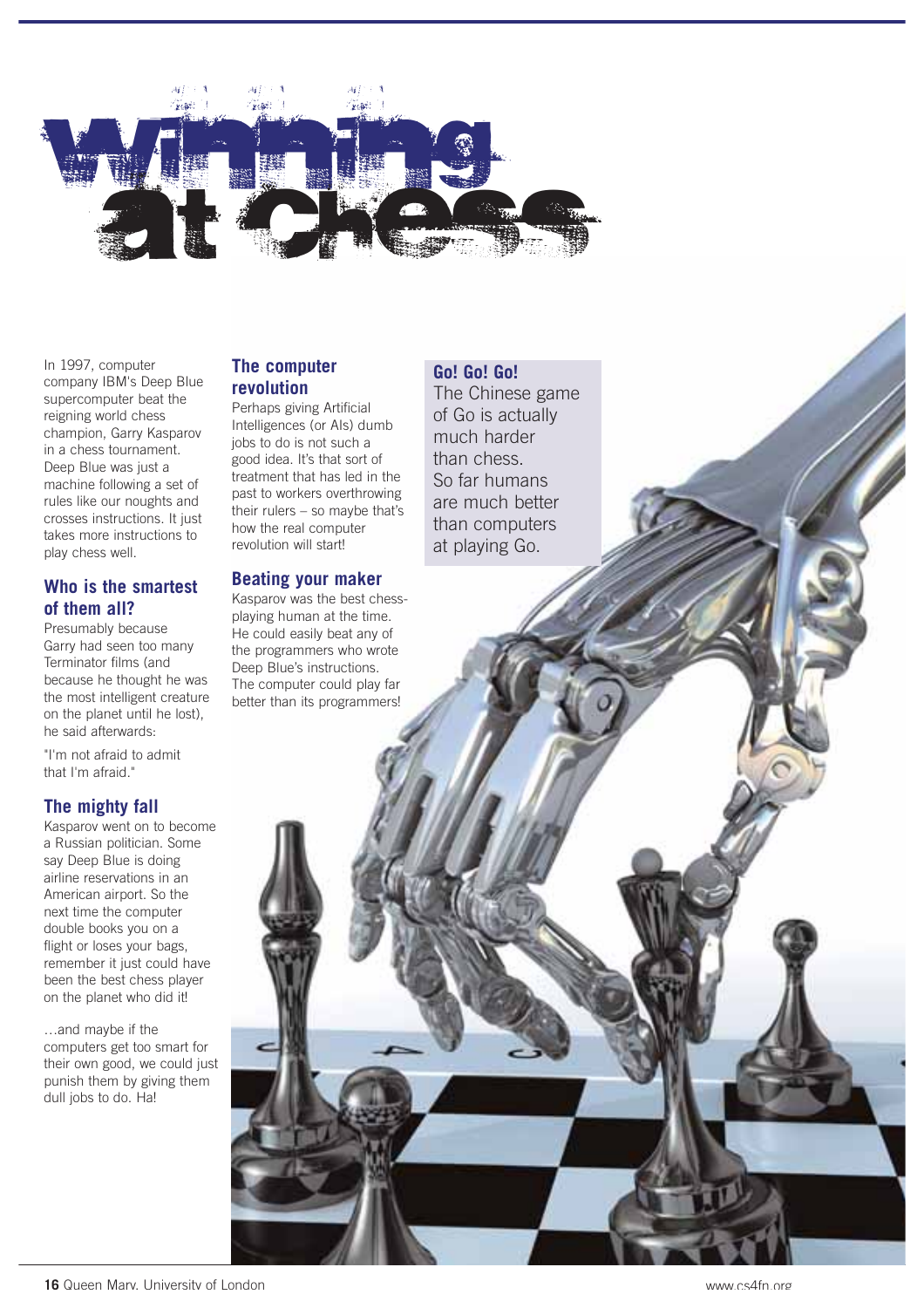# Winning at chess

In 1997, computer company IBM's Deep Blue supercomputer beat the reigning world chess champion, Garry Kasparov in a chess tournament. Deep Blue was just a machine following a set of rules like our noughts and crosses instructions. It just takes more instructions to play chess well.

## Who is the smartest of them all?

Presumably because Garry had seen too many Terminator films (and because he thought he was the most intelligent creature on the planet until he lost), he said afterwards:

"I'm not afraid to admit that I'm afraid."

## The mighty fall

Kasparov went on to become a Russian politician. Some say Deep Blue is doing airline reservations in an American airport. So the next time the computer double books you on a flight or loses your bags, remember it just could have been the best chess player on the planet who did it!

…and maybe if the computers get too smart for their own good, we could just punish them by giving them dull jobs to do. Ha!

## The computer revolution

Perhaps giving Artificial Intelligences (or AIs) dumb jobs to do is not such a good idea. It's that sort of treatment that has led in the past to workers overthrowing their rulers – so maybe that's how the real computer revolution will start!

## Beating your maker

Kasparov was the best chess-playing human at the time. He could easily beat any of the programmers who wrote Deep Blue's instructions. The computer could play far better than its programmers!

## Go! Go! Go!

The Chinese game of Go is actually much harder than chess. So far humans are much better than computers at playing Go.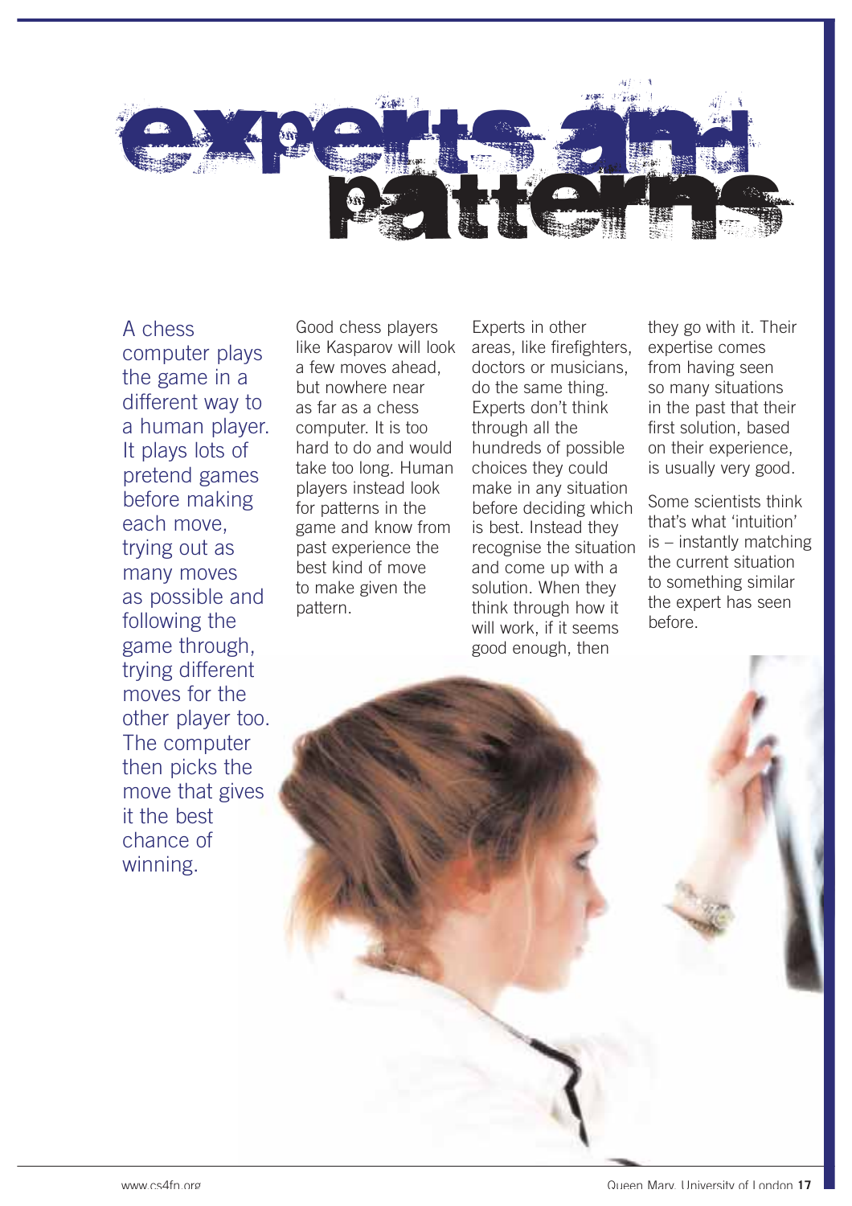# experts and patterns

A chess computer plays the game in a different way to a human player. It plays lots of pretend games before making each move, trying out as many moves as possible and following the game through, trying different moves for the other player too. The computer then picks the move that gives it the best chance of winning.

Good chess players like Kasparov will look a few moves ahead, but nowhere near as far as a chess computer. It is too hard to do and would take too long. Human players instead look for patterns in the game and know from past experience the best kind of move to make given the pattern.

Experts in other areas, like firefighters, doctors or musicians, do the same thing. Experts don't think through all the hundreds of possible choices they could make in any situation before deciding which is best. Instead they recognise the situation and come up with a solution. When they think through how it will work, if it seems good enough, then they go with it. Their expertise comes from having seen so many situations in the past that their first solution, based on their experience, is usually very good.

Some scientists think that's what 'intuition' is – instantly matching the current situation to something similar the expert has seen before.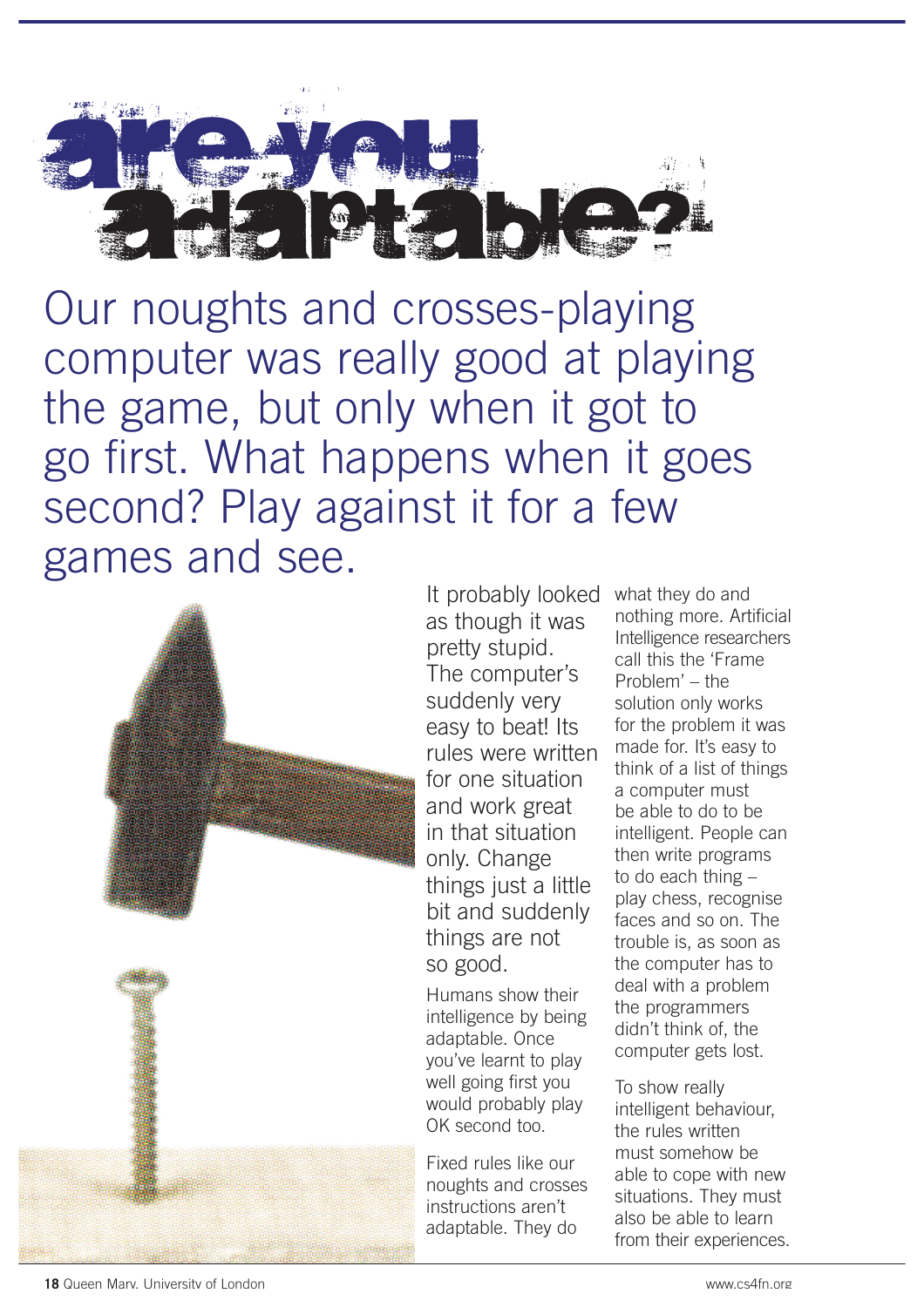# are you adaptable?

Our noughts and crosses-playing computer was really good at playing the game, but only when it got to go first. What happens when it goes second? Play against it for a few games and see.

It probably looked as though it was pretty stupid. The computer's suddenly very easy to beat! Its rules were written for one situation and work great in that situation only. Change things just a little bit and suddenly things are not so good.

Humans show their intelligence by being adaptable. Once you've learnt to play well going first you would probably play OK second too.

Fixed rules like our noughts and crosses instructions aren't adaptable. They do what they do and nothing more. Artificial Intelligence researchers call this the 'Frame Problem' – the solution only works for the problem it was made for. It's easy to think of a list of things a computer must be able to do to be intelligent. People can then write programs to do each thing – play chess, recognise faces and so on. The trouble is, as soon as the computer has to deal with a problem the programmers didn't think of, the computer gets lost.

To show really intelligent behaviour, the rules written must somehow be able to cope with new situations. They must also be able to learn from their experiences.